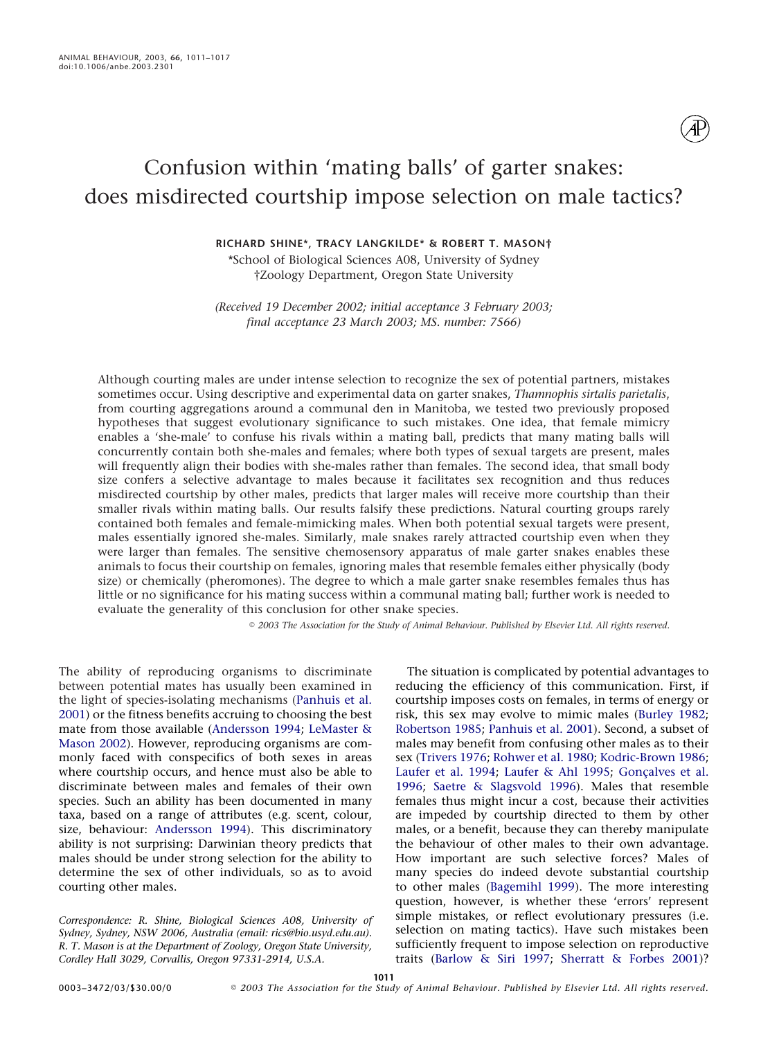# Confusion within 'mating balls' of garter snakes: does misdirected courtship impose selection on male tactics?

**RICHARD SHINE\*, TRACY LANGKILDE\* & ROBERT T. MASON†**

\*School of Biological Sciences A08, University of Sydney
†Zoology Department, Oregon State University

*(Received 19 December 2002; initial acceptance 3 February 2003; final acceptance 23 March 2003; MS. number: 7566)*

Although courting males are under intense selection to recognize the sex of potential partners, mistakes sometimes occur. Using descriptive and experimental data on garter snakes, *Thamnophis sirtalis parietalis*, from courting aggregations around a communal den in Manitoba, we tested two previously proposed hypotheses that suggest evolutionary significance to such mistakes. One idea, that female mimicry enables a 'she-male' to confuse his rivals within a mating ball, predicts that many mating balls will concurrently contain both she-males and females; where both types of sexual targets are present, males will frequently align their bodies with she-males rather than females. The second idea, that small body size confers a selective advantage to males because it facilitates sex recognition and thus reduces misdirected courtship by other males, predicts that larger males will receive more courtship than their smaller rivals within mating balls. Our results falsify these predictions. Natural courting groups rarely contained both females and female-mimicking males. When both potential sexual targets were present, males essentially ignored she-males. Similarly, male snakes rarely attracted courtship even when they were larger than females. The sensitive chemosensory apparatus of male garter snakes enables these animals to focus their courtship on females, ignoring males that resemble females either physically (body size) or chemically (pheromones). The degree to which a male garter snake resembles females thus has little or no significance for his mating success within a communal mating ball; further work is needed to evaluate the generality of this conclusion for other snake species.

© 2003 The Association for the Study of Animal Behaviour. Published by Elsevier Ltd. All rights reserved.

The ability of reproducing organisms to discriminate between potential mates has usually been examined in the light of species-isolating mechanisms (Panhuis et al. 2001) or the fitness benefits accruing to choosing the best mate from those available (Andersson 1994; LeMaster & Mason 2002). However, reproducing organisms are commonly faced with conspecifics of both sexes in areas where courtship occurs, and hence must also be able to discriminate between males and females of their own species. Such an ability has been documented in many taxa, based on a range of attributes (e.g. scent, colour, size, behaviour: Andersson 1994). This discriminatory ability is not surprising: Darwinian theory predicts that males should be under strong selection for the ability to determine the sex of other individuals, so as to avoid courting other males.

*Correspondence: R. Shine, Biological Sciences A08, University of Sydney, Sydney, NSW 2006, Australia (email: rics@bio.usyd.edu.au). R. T. Mason is at the Department of Zoology, Oregon State University, Cordley Hall 3029, Corvallis, Oregon 97331-2914, U.S.A.*

The situation is complicated by potential advantages to reducing the efficiency of this communication. First, if courtship imposes costs on females, in terms of energy or risk, this sex may evolve to mimic males (Burley 1982; Robertson 1985; Panhuis et al. 2001). Second, a subset of males may benefit from confusing other males as to their sex (Trivers 1976; Rohwer et al. 1980; Kodric-Brown 1986; Laufer et al. 1994; Laufer & Ahl 1995; Gonçalves et al. 1996; Saetre & Slagsvold 1996). Males that resemble females thus might incur a cost, because their activities are impeded by courtship directed to them by other males, or a benefit, because they can thereby manipulate the behaviour of other males to their own advantage. How important are such selective forces? Males of many species do indeed devote substantial courtship to other males (Bagemihl 1999). The more interesting question, however, is whether these 'errors' represent simple mistakes, or reflect evolutionary pressures (i.e. selection on mating tactics). Have such mistakes been sufficiently frequent to impose selection on reproductive traits (Barlow & Siri 1997; Sherratt & Forbes 2001)?

0003–3472/03/$30.00/0 © 2003 The Association for the Study of Animal Behaviour. Published by Elsevier Ltd. All rights reserved.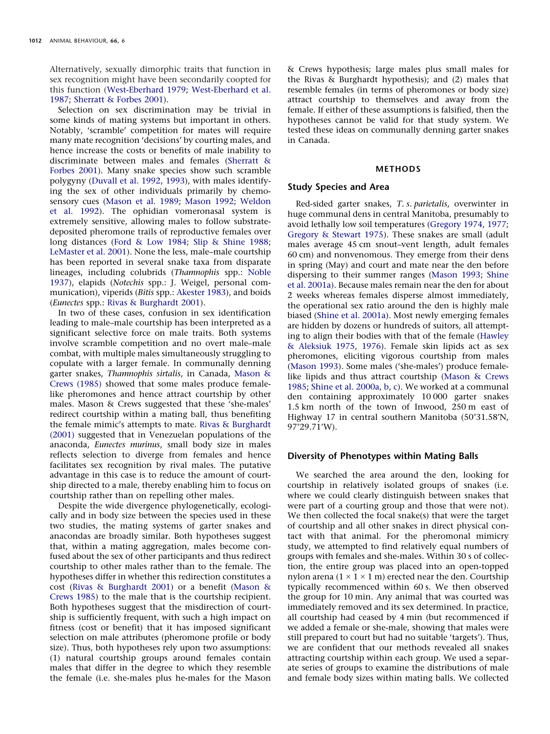Alternatively, sexually dimorphic traits that function in sex recognition might have been secondarily coopted for this function (West-Eberhard 1979; West-Eberhard et al. 1987; Sherratt & Forbes 2001).

Selection on sex discrimination may be trivial in some kinds of mating systems but important in others. Notably, 'scramble' competition for mates will require many mate recognition 'decisions' by courting males, and hence increase the costs or benefits of male inability to discriminate between males and females (Sherratt & Forbes 2001). Many snake species show such scramble polygyny (Duvall et al. 1992, 1993), with males identifying the sex of other individuals primarily by chemosensory cues (Mason et al. 1989; Mason 1992; Weldon et al. 1992). The ophidian vomeronasal system is extremely sensitive, allowing males to follow substrate-deposited pheromone trails of reproductive females over long distances (Ford & Low 1984; Slip & Shine 1988; LeMaster et al. 2001). None the less, male–male courtship has been reported in several snake taxa from disparate lineages, including colubrids (*Thamnophis* spp.: Noble 1937), elapids (*Notechis* spp.: J. Weigel, personal communication), viperids (*Bitis* spp.: Akester 1983), and boids (*Eunectes* spp.: Rivas & Burghardt 2001).

In two of these cases, confusion in sex identification leading to male–male courtship has been interpreted as a significant selective force on male traits. Both systems involve scramble competition and no overt male–male combat, with multiple males simultaneously struggling to copulate with a larger female. In communally denning garter snakes, *Thamnophis sirtalis*, in Canada, Mason & Crews (1985) showed that some males produce female-like pheromones and hence attract courtship by other males. Mason & Crews suggested that these 'she-males' redirect courtship within a mating ball, thus benefiting the female mimic's attempts to mate. Rivas & Burghardt (2001) suggested that in Venezuelan populations of the anaconda, *Eunectes murinus*, small body size in males reflects selection to diverge from females and hence facilitates sex recognition by rival males. The putative advantage in this case is to reduce the amount of courtship directed to a male, thereby enabling him to focus on courtship rather than on repelling other males.

Despite the wide divergence phylogenetically, ecologically and in body size between the species used in these two studies, the mating systems of garter snakes and anacondas are broadly similar. Both hypotheses suggest that, within a mating aggregation, males become confused about the sex of other participants and thus redirect courtship to other males rather than to the female. The hypotheses differ in whether this redirection constitutes a cost (Rivas & Burghardt 2001) or a benefit (Mason & Crews 1985) to the male that is the courtship recipient. Both hypotheses suggest that the misdirection of courtship is sufficiently frequent, with such a high impact on fitness (cost or benefit) that it has imposed significant selection on male attributes (pheromone profile or body size). Thus, both hypotheses rely upon two assumptions: (1) natural courtship groups around females contain males that differ in the degree to which they resemble the female (i.e. she-males plus he-males for the Mason & Crews hypothesis; large males plus small males for the Rivas & Burghardt hypothesis); and (2) males that resemble females (in terms of pheromones or body size) attract courtship to themselves and away from the female. If either of these assumptions is falsified, then the hypotheses cannot be valid for that study system. We tested these ideas on communally denning garter snakes in Canada.

## METHODS

### Study Species and Area

Red-sided garter snakes, *T. s. parietalis*, overwinter in huge communal dens in central Manitoba, presumably to avoid lethally low soil temperatures (Gregory 1974, 1977; Gregory & Stewart 1975). These snakes are small (adult males average 45 cm snout–vent length, adult females 60 cm) and nonvenomous. They emerge from their dens in spring (May) and court and mate near the den before dispersing to their summer ranges (Mason 1993; Shine et al. 2001a). Because males remain near the den for about 2 weeks whereas females disperse almost immediately, the operational sex ratio around the den is highly male biased (Shine et al. 2001a). Most newly emerging females are hidden by dozens or hundreds of suitors, all attempting to align their bodies with that of the female (Hawley & Aleksiuk 1975, 1976). Female skin lipids act as sex pheromones, eliciting vigorous courtship from males (Mason 1993). Some males ('she-males') produce female-like lipids and thus attract courtship (Mason & Crews 1985; Shine et al. 2000a, b, c). We worked at a communal den containing approximately 10 000 garter snakes 1.5 km north of the town of Inwood, 250 m east of Highway 17 in central southern Manitoba (50°31.58′N, 97°29.71′W).

### Diversity of Phenotypes within Mating Balls

We searched the area around the den, looking for courtship in relatively isolated groups of snakes (i.e. where we could clearly distinguish between snakes that were part of a courting group and those that were not). We then collected the focal snake(s) that were the target of courtship and all other snakes in direct physical contact with that animal. For the pheromonal mimicry study, we attempted to find relatively equal numbers of groups with females and she-males. Within 30 s of collection, the entire group was placed into an open-topped nylon arena (1 × 1 × 1 m) erected near the den. Courtship typically recommenced within 60 s. We then observed the group for 10 min. Any animal that was courted was immediately removed and its sex determined. In practice, all courtship had ceased by 4 min (but recommenced if we added a female or she-male, showing that males were still prepared to court but had no suitable 'targets'). Thus, we are confident that our methods revealed all snakes attracting courtship within each group. We used a separate series of groups to examine the distributions of male and female body sizes within mating balls. We collected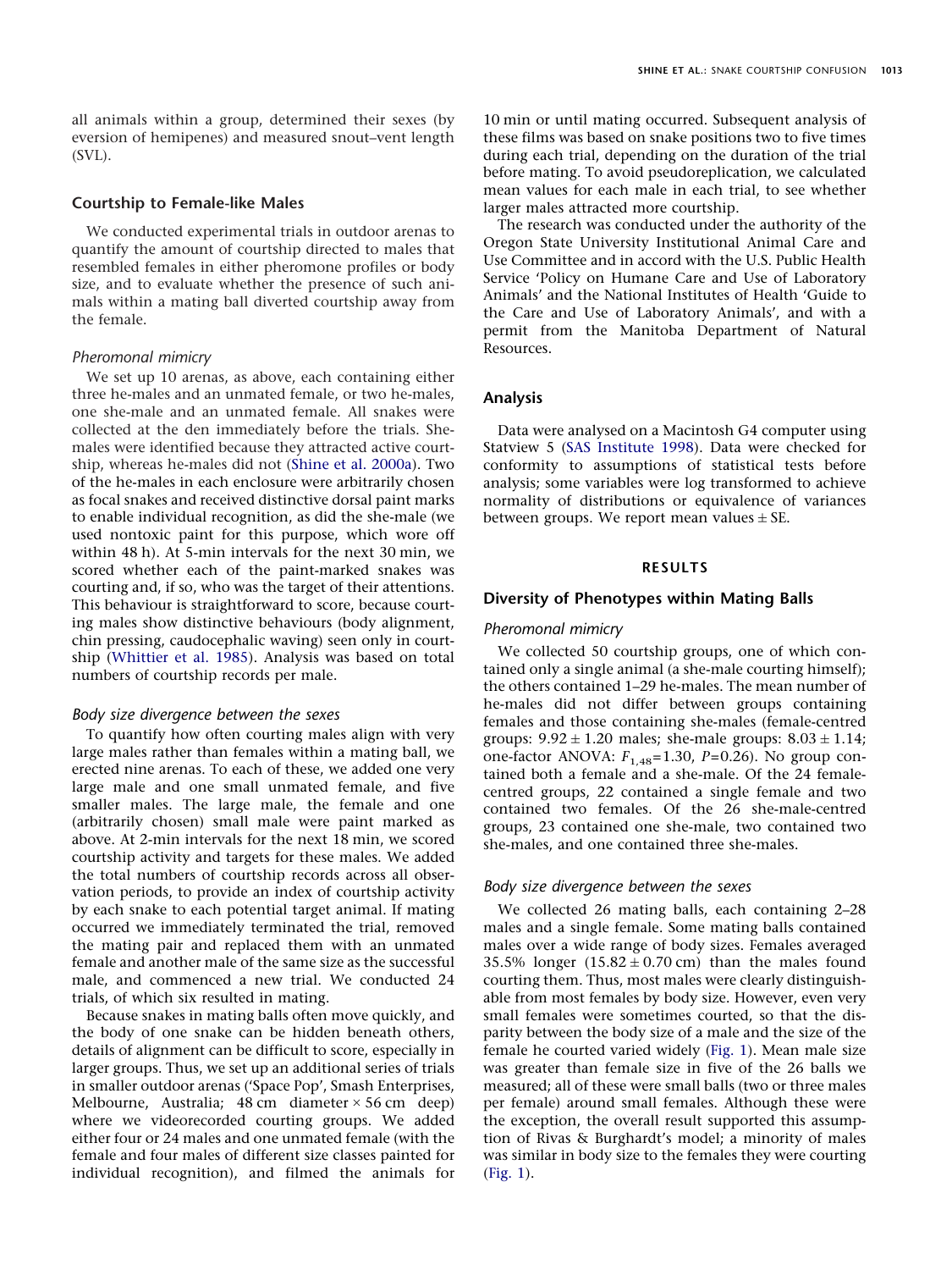all animals within a group, determined their sexes (by eversion of hemipenes) and measured snout–vent length (SVL).

## Courtship to Female-like Males

We conducted experimental trials in outdoor arenas to quantify the amount of courtship directed to males that resembled females in either pheromone profiles or body size, and to evaluate whether the presence of such animals within a mating ball diverted courtship away from the female.

### *Pheromonal mimicry*

We set up 10 arenas, as above, each containing either three he-males and an unmated female, or two he-males, one she-male and an unmated female. All snakes were collected at the den immediately before the trials. She-males were identified because they attracted active courtship, whereas he-males did not (Shine et al. 2000a). Two of the he-males in each enclosure were arbitrarily chosen as focal snakes and received distinctive dorsal paint marks to enable individual recognition, as did the she-male (we used nontoxic paint for this purpose, which wore off within 48 h). At 5-min intervals for the next 30 min, we scored whether each of the paint-marked snakes was courting and, if so, who was the target of their attentions. This behaviour is straightforward to score, because courting males show distinctive behaviours (body alignment, chin pressing, caudocephalic waving) seen only in courtship (Whittier et al. 1985). Analysis was based on total numbers of courtship records per male.

### *Body size divergence between the sexes*

To quantify how often courting males align with very large males rather than females within a mating ball, we erected nine arenas. To each of these, we added one very large male and one small unmated female, and five smaller males. The large male, the female and one (arbitrarily chosen) small male were paint marked as above. At 2-min intervals for the next 18 min, we scored courtship activity and targets for these males. We added the total numbers of courtship records across all observation periods, to provide an index of courtship activity by each snake to each potential target animal. If mating occurred we immediately terminated the trial, removed the mating pair and replaced them with an unmated female and another male of the same size as the successful male, and commenced a new trial. We conducted 24 trials, of which six resulted in mating.

Because snakes in mating balls often move quickly, and the body of one snake can be hidden beneath others, details of alignment can be difficult to score, especially in larger groups. Thus, we set up an additional series of trials in smaller outdoor arenas ('Space Pop', Smash Enterprises, Melbourne, Australia; 48 cm diameter × 56 cm deep) where we videorecorded courting groups. We added either four or 24 males and one unmated female (with the female and four males of different size classes painted for individual recognition), and filmed the animals for 10 min or until mating occurred. Subsequent analysis of these films was based on snake positions two to five times during each trial, depending on the duration of the trial before mating. To avoid pseudoreplication, we calculated mean values for each male in each trial, to see whether larger males attracted more courtship.

The research was conducted under the authority of the Oregon State University Institutional Animal Care and Use Committee and in accord with the U.S. Public Health Service 'Policy on Humane Care and Use of Laboratory Animals' and the National Institutes of Health 'Guide to the Care and Use of Laboratory Animals', and with a permit from the Manitoba Department of Natural Resources.

## Analysis

Data were analysed on a Macintosh G4 computer using Statview 5 (SAS Institute 1998). Data were checked for conformity to assumptions of statistical tests before analysis; some variables were log transformed to achieve normality of distributions or equivalence of variances between groups. We report mean values ± SE.

# RESULTS

## Diversity of Phenotypes within Mating Balls

### *Pheromonal mimicry*

We collected 50 courtship groups, one of which contained only a single animal (a she-male courting himself); the others contained 1–29 he-males. The mean number of he-males did not differ between groups containing females and those containing she-males (female-centred groups: 9.92 ± 1.20 males; she-male groups: 8.03 ± 1.14; one-factor ANOVA: $F_{1,48}$=1.30, $P$=0.26). No group contained both a female and a she-male. Of the 24 female-centred groups, 22 contained a single female and two contained two females. Of the 26 she-male-centred groups, 23 contained one she-male, two contained two she-males, and one contained three she-males.

### *Body size divergence between the sexes*

We collected 26 mating balls, each containing 2–28 males and a single female. Some mating balls contained males over a wide range of body sizes. Females averaged 35.5% longer (15.82 ± 0.70 cm) than the males found courting them. Thus, most males were clearly distinguishable from most females by body size. However, even very small females were sometimes courted, so that the disparity between the body size of a male and the size of the female he courted varied widely (Fig. 1). Mean male size was greater than female size in five of the 26 balls we measured; all of these were small balls (two or three males per female) around small females. Although these were the exception, the overall result supported this assumption of Rivas & Burghardt's model; a minority of males was similar in body size to the females they were courting (Fig. 1).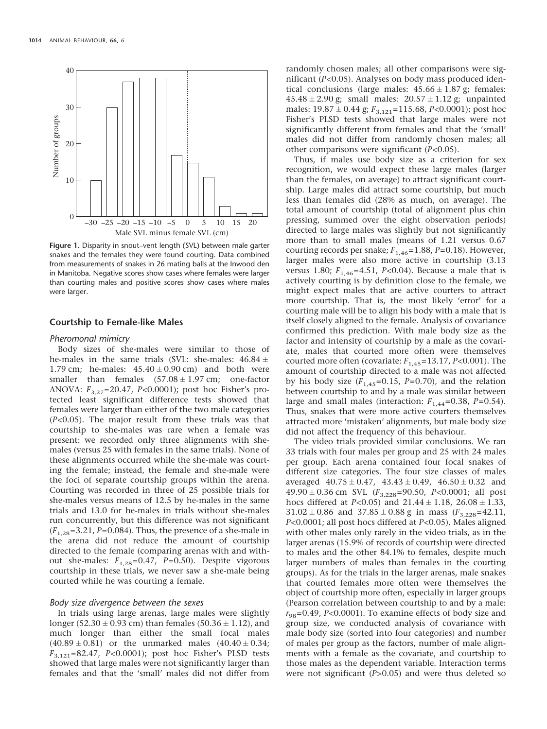Figure 1. Disparity in snout–vent length (SVL) between male garter snakes and the females they were found courting. Data combined from measurements of snakes in 26 mating balls at the Inwood den in Manitoba. Negative scores show cases where females were larger than courting males and positive scores show cases where males were larger.

## Courtship to Female-like Males

### *Pheromonal mimicry*

Body sizes of she-males were similar to those of he-males in the same trials (SVL: she-males: $46.84 \pm 1.79$ cm; he-males: $45.40 \pm 0.90$ cm) and both were smaller than females ($57.08 \pm 1.97$ cm; one-factor ANOVA: $F_{3,27}=20.47$, $P<0.0001$); post hoc Fisher's protected least significant difference tests showed that females were larger than either of the two male categories ($P<0.05$). The major result from these trials was that courtship to she-males was rare when a female was present: we recorded only three alignments with she-males (versus 25 with females in the same trials). None of these alignments occurred while the she-male was courting the female; instead, the female and she-male were the foci of separate courtship groups within the arena. Courting was recorded in three of 25 possible trials for she-males versus means of 12.5 by he-males in the same trials and 13.0 for he-males in trials without she-males run concurrently, but this difference was not significant ($F_{1,28}=3.21$, $P=0.084$). Thus, the presence of a she-male in the arena did not reduce the amount of courtship directed to the female (comparing arenas with and without she-males: $F_{1,28}=0.47$, $P=0.50$). Despite vigorous courtship in these trials, we never saw a she-male being courted while he was courting a female.

### *Body size divergence between the sexes*

In trials using large arenas, large males were slightly longer ($52.30 \pm 0.93$ cm) than females ($50.36 \pm 1.12$), and much longer than either the small focal males ($40.89 \pm 0.81$) or the unmarked males ($40.40 \pm 0.34$; $F_{3,121}=82.47$, $P<0.0001$); post hoc Fisher's PLSD tests showed that large males were not significantly larger than females and that the 'small' males did not differ from randomly chosen males; all other comparisons were significant ($P<0.05$). Analyses on body mass produced identical conclusions (large males: $45.66 \pm 1.87$ g; females: $45.48 \pm 2.90$ g; small males: $20.57 \pm 1.12$ g; unpainted males: $19.87 \pm 0.44$ g; $F_{3,121}=115.68$, $P<0.0001$); post hoc Fisher's PLSD tests showed that large males were not significantly different from females and that the 'small' males did not differ from randomly chosen males; all other comparisons were significant ($P<0.05$).

Thus, if males use body size as a criterion for sex recognition, we would expect these large males (larger than the females, on average) to attract significant courtship. Large males did attract some courtship, but much less than females did (28% as much, on average). The total amount of courtship (total of alignment plus chin pressing, summed over the eight observation periods) directed to large males was slightly but not significantly more than to small males (means of 1.21 versus 0.67 courting records per snake; $F_{1,46}=1.88$, $P=0.18$). However, larger males were also more active in courtship (3.13 versus 1.80; $F_{1,46}=4.51$, $P<0.04$). Because a male that is actively courting is by definition close to the female, we might expect males that are active courters to attract more courtship. That is, the most likely 'error' for a courting male will be to align his body with a male that is itself closely aligned to the female. Analysis of covariance confirmed this prediction. With male body size as the factor and intensity of courtship by a male as the covariate, males that courted more often were themselves courted more often (covariate: $F_{1,45}=13.17$, $P<0.001$). The amount of courtship directed to a male was not affected by his body size ($F_{1,45}=0.15$, $P=0.70$), and the relation between courtship to and by a male was similar between large and small males (interaction: $F_{1,44}=0.38$, $P=0.54$). Thus, snakes that were more active courters themselves attracted more 'mistaken' alignments, but male body size did not affect the frequency of this behaviour.

The video trials provided similar conclusions. We ran 33 trials with four males per group and 25 with 24 males per group. Each arena contained four focal snakes of different size categories. The four size classes of males averaged $40.75 \pm 0.47$, $43.43 \pm 0.49$, $46.50 \pm 0.32$ and $49.90 \pm 0.36$ cm SVL ($F_{3,228}=90.50$, $P<0.0001$; all post hocs differed at $P<0.05$) and $21.44 \pm 1.18$, $26.08 \pm 1.33$, $31.02 \pm 0.86$ and $37.85 \pm 0.88$ g in mass ($F_{3,228}=42.11$, $P<0.0001$; all post hocs differed at $P<0.05$). Males aligned with other males only rarely in the video trials, as in the larger arenas (15.9% of records of courtship were directed to males and the other 84.1% to females, despite much larger numbers of males than females in the courting groups). As for the trials in the larger arenas, male snakes that courted females more often were themselves the object of courtship more often, especially in larger groups (Pearson correlation between courtship to and by a male: $r_{98}=0.49$, $P<0.0001$). To examine effects of body size and group size, we conducted analysis of covariance with male body size (sorted into four categories) and number of males per group as the factors, number of male alignments with a female as the covariate, and courtship to those males as the dependent variable. Interaction terms were not significant ($P>0.05$) and were thus deleted so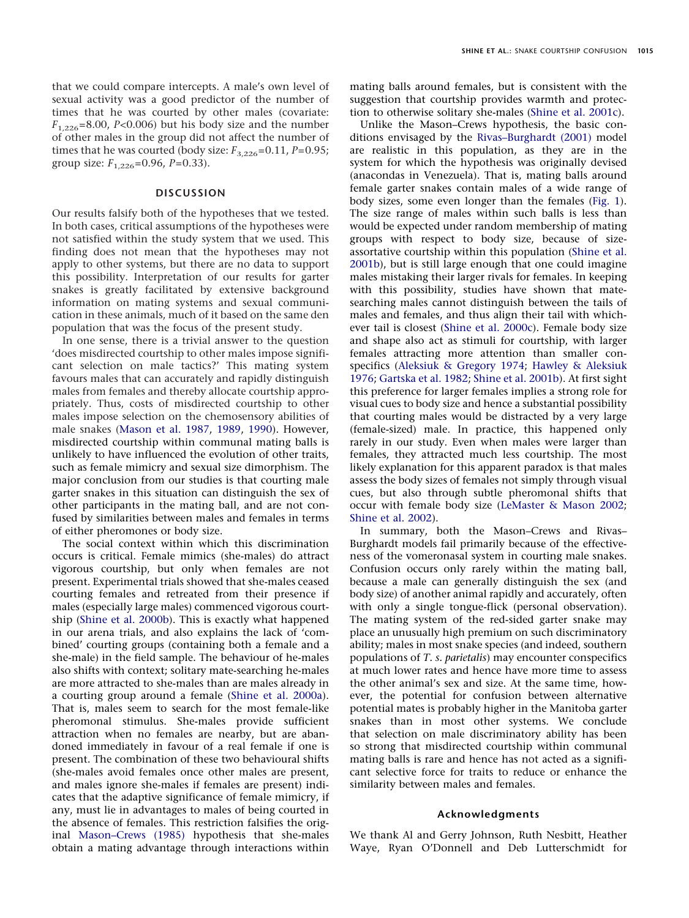that we could compare intercepts. A male's own level of sexual activity was a good predictor of the number of times that he was courted by other males (covariate: $F_{1,226}$=8.00, $P$<0.006) but his body size and the number of other males in the group did not affect the number of times that he was courted (body size: $F_{3,226}$=0.11, $P$=0.95; group size: $F_{1,226}$=0.96, $P$=0.33).

## DISCUSSION

Our results falsify both of the hypotheses that we tested. In both cases, critical assumptions of the hypotheses were not satisfied within the study system that we used. This finding does not mean that the hypotheses may not apply to other systems, but there are no data to support this possibility. Interpretation of our results for garter snakes is greatly facilitated by extensive background information on mating systems and sexual communication in these animals, much of it based on the same den population that was the focus of the present study.

In one sense, there is a trivial answer to the question 'does misdirected courtship to other males impose significant selection on male tactics?' This mating system favours males that can accurately and rapidly distinguish males from females and thereby allocate courtship appropriately. Thus, costs of misdirected courtship to other males impose selection on the chemosensory abilities of male snakes (Mason et al. 1987, 1989, 1990). However, misdirected courtship within communal mating balls is unlikely to have influenced the evolution of other traits, such as female mimicry and sexual size dimorphism. The major conclusion from our studies is that courting male garter snakes in this situation can distinguish the sex of other participants in the mating ball, and are not confused by similarities between males and females in terms of either pheromones or body size.

The social context within which this discrimination occurs is critical. Female mimics (she-males) do attract vigorous courtship, but only when females are not present. Experimental trials showed that she-males ceased courting females and retreated from their presence if males (especially large males) commenced vigorous courtship (Shine et al. 2000b). This is exactly what happened in our arena trials, and also explains the lack of 'combined' courting groups (containing both a female and a she-male) in the field sample. The behaviour of he-males also shifts with context; solitary mate-searching he-males are more attracted to she-males than are males already in a courting group around a female (Shine et al. 2000a). That is, males seem to search for the most female-like pheromonal stimulus. She-males provide sufficient attraction when no females are nearby, but are abandoned immediately in favour of a real female if one is present. The combination of these two behavioural shifts (she-males avoid females once other males are present, and males ignore she-males if females are present) indicates that the adaptive significance of female mimicry, if any, must lie in advantages to males of being courted in the absence of females. This restriction falsifies the original Mason–Crews (1985) hypothesis that she-males obtain a mating advantage through interactions within mating balls around females, but is consistent with the suggestion that courtship provides warmth and protection to otherwise solitary she-males (Shine et al. 2001c).

Unlike the Mason–Crews hypothesis, the basic conditions envisaged by the Rivas–Burghardt (2001) model are realistic in this population, as they are in the system for which the hypothesis was originally devised (anacondas in Venezuela). That is, mating balls around female garter snakes contain males of a wide range of body sizes, some even longer than the females (Fig. 1). The size range of males within such balls is less than would be expected under random membership of mating groups with respect to body size, because of size-assortative courtship within this population (Shine et al. 2001b), but is still large enough that one could imagine males mistaking their larger rivals for females. In keeping with this possibility, studies have shown that mate-searching males cannot distinguish between the tails of males and females, and thus align their tail with whichever tail is closest (Shine et al. 2000c). Female body size and shape also act as stimuli for courtship, with larger females attracting more attention than smaller conspecifics (Aleksiuk & Gregory 1974; Hawley & Aleksiuk 1976; Gartska et al. 1982; Shine et al. 2001b). At first sight this preference for larger females implies a strong role for visual cues to body size and hence a substantial possibility that courting males would be distracted by a very large (female-sized) male. In practice, this happened only rarely in our study. Even when males were larger than females, they attracted much less courtship. The most likely explanation for this apparent paradox is that males assess the body sizes of females not simply through visual cues, but also through subtle pheromonal shifts that occur with female body size (LeMaster & Mason 2002; Shine et al. 2002).

In summary, both the Mason–Crews and Rivas–Burghardt models fail primarily because of the effectiveness of the vomeronasal system in courting male snakes. Confusion occurs only rarely within the mating ball, because a male can generally distinguish the sex (and body size) of another animal rapidly and accurately, often with only a single tongue-flick (personal observation). The mating system of the red-sided garter snake may place an unusually high premium on such discriminatory ability; males in most snake species (and indeed, southern populations of *T. s. parietalis*) may encounter conspecifics at much lower rates and hence have more time to assess the other animal's sex and size. At the same time, however, the potential for confusion between alternative potential mates is probably higher in the Manitoba garter snakes than in most other systems. We conclude that selection on male discriminatory ability has been so strong that misdirected courtship within communal mating balls is rare and hence has not acted as a significant selective force for traits to reduce or enhance the similarity between males and females.

### Acknowledgments

We thank Al and Gerry Johnson, Ruth Nesbitt, Heather Waye, Ryan O'Donnell and Deb Lutterschmidt for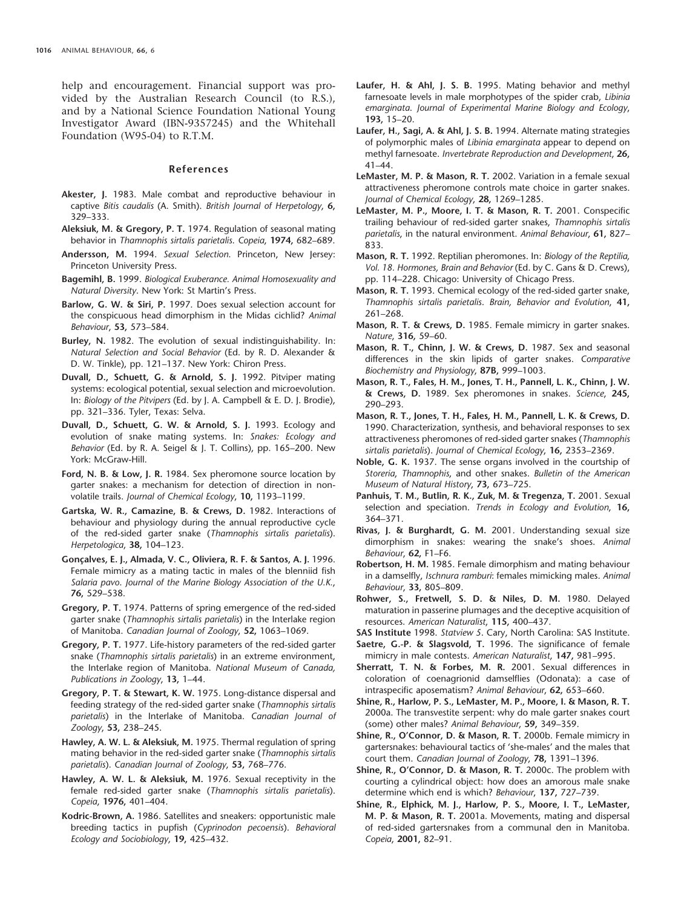help and encouragement. Financial support was provided by the Australian Research Council (to R.S.), and by a National Science Foundation National Young Investigator Award (IBN-9357245) and the Whitehall Foundation (W95-04) to R.T.M.

## References

**Akester, J.** 1983. Male combat and reproductive behaviour in captive *Bitis caudalis* (A. Smith). *British Journal of Herpetology*, **6,** 329–333.

**Aleksiuk, M. & Gregory, P. T.** 1974. Regulation of seasonal mating behavior in *Thamnophis sirtalis parietalis*. *Copeia*, **1974,** 682–689.

**Andersson, M.** 1994. *Sexual Selection.* Princeton, New Jersey: Princeton University Press.

**Bagemihl, B.** 1999. *Biological Exuberance. Animal Homosexuality and Natural Diversity*. New York: St Martin's Press.

**Barlow, G. W. & Siri, P.** 1997. Does sexual selection account for the conspicuous head dimorphism in the Midas cichlid? *Animal Behaviour*, **53,** 573–584.

**Burley, N.** 1982. The evolution of sexual indistinguishability. In: *Natural Selection and Social Behavior* (Ed. by R. D. Alexander & D. W. Tinkle), pp. 121–137. New York: Chiron Press.

**Duvall, D., Schuett, G. & Arnold, S. J.** 1992. Pitviper mating systems: ecological potential, sexual selection and microevolution. In: *Biology of the Pitvipers* (Ed. by J. A. Campbell & E. D. J. Brodie), pp. 321–336. Tyler, Texas: Selva.

**Duvall, D., Schuett, G. W. & Arnold, S. J.** 1993. Ecology and evolution of snake mating systems. In: *Snakes: Ecology and Behavior* (Ed. by R. A. Seigel & J. T. Collins), pp. 165–200. New York: McGraw-Hill.

**Ford, N. B. & Low, J. R.** 1984. Sex pheromone source location by garter snakes: a mechanism for detection of direction in nonvolatile trails. *Journal of Chemical Ecology*, **10,** 1193–1199.

**Gartska, W. R., Camazine, B. & Crews, D.** 1982. Interactions of behaviour and physiology during the annual reproductive cycle of the red-sided garter snake (*Thamnophis sirtalis parietalis*). *Herpetologica*, **38,** 104–123.

**Gonçalves, E. J., Almada, V. C., Oliviera, R. F. & Santos, A. J.** 1996. Female mimicry as a mating tactic in males of the blenniid fish *Salaria pavo*. *Journal of the Marine Biology Association of the U.K.*, **76,** 529–538.

**Gregory, P. T.** 1974. Patterns of spring emergence of the red-sided garter snake (*Thamnophis sirtalis parietalis*) in the Interlake region of Manitoba. *Canadian Journal of Zoology*, **52,** 1063–1069.

**Gregory, P. T.** 1977. Life-history parameters of the red-sided garter snake (*Thamnophis sirtalis parietalis*) in an extreme environment, the Interlake region of Manitoba. *National Museum of Canada, Publications in Zoology*, **13,** 1–44.

**Gregory, P. T. & Stewart, K. W.** 1975. Long-distance dispersal and feeding strategy of the red-sided garter snake (*Thamnophis sirtalis parietalis*) in the Interlake of Manitoba. *Canadian Journal of Zoology*, **53,** 238–245.

**Hawley, A. W. L. & Aleksiuk, M.** 1975. Thermal regulation of spring mating behavior in the red-sided garter snake (*Thamnophis sirtalis parietalis*). *Canadian Journal of Zoology*, **53,** 768–776.

**Hawley, A. W. L. & Aleksiuk, M.** 1976. Sexual receptivity in the female red-sided garter snake (*Thamnophis sirtalis parietalis*). *Copeia*, **1976,** 401–404.

**Kodric-Brown, A.** 1986. Satellites and sneakers: opportunistic male breeding tactics in pupfish (*Cyprinodon pecoensis*). *Behavioral Ecology and Sociobiology*, **19,** 425–432.

**Laufer, H. & Ahl, J. S. B.** 1995. Mating behavior and methyl farnesoate levels in male morphotypes of the spider crab, *Libinia emarginata. Journal of Experimental Marine Biology and Ecology*, **193,** 15–20.

**Laufer, H., Sagi, A. & Ahl, J. S. B.** 1994. Alternate mating strategies of polymorphic males of *Libinia emarginata* appear to depend on methyl farnesoate. *Invertebrate Reproduction and Development*, **26,** 41–44.

**LeMaster, M. P. & Mason, R. T.** 2002. Variation in a female sexual attractiveness pheromone controls mate choice in garter snakes. *Journal of Chemical Ecology*, **28,** 1269–1285.

**LeMaster, M. P., Moore, I. T. & Mason, R. T.** 2001. Conspecific trailing behaviour of red-sided garter snakes, *Thamnophis sirtalis parietalis*, in the natural environment. *Animal Behaviour*, **61,** 827–833.

**Mason, R. T.** 1992. Reptilian pheromones. In: *Biology of the Reptilia, Vol. 18. Hormones, Brain and Behavior* (Ed. by C. Gans & D. Crews), pp. 114–228. Chicago: University of Chicago Press.

**Mason, R. T.** 1993. Chemical ecology of the red-sided garter snake, *Thamnophis sirtalis parietalis*. *Brain, Behavior and Evolution*, **41,** 261–268.

**Mason, R. T. & Crews, D.** 1985. Female mimicry in garter snakes. *Nature*, **316,** 59–60.

**Mason, R. T., Chinn, J. W. & Crews, D.** 1987. Sex and seasonal differences in the skin lipids of garter snakes. *Comparative Biochemistry and Physiology*, **87B,** 999–1003.

**Mason, R. T., Fales, H. M., Jones, T. H., Pannell, L. K., Chinn, J. W. & Crews, D.** 1989. Sex pheromones in snakes. *Science*, **245,** 290–293.

**Mason, R. T., Jones, T. H., Fales, H. M., Pannell, L. K. & Crews, D.** 1990. Characterization, synthesis, and behavioral responses to sex attractiveness pheromones of red-sided garter snakes (*Thamnophis sirtalis parietalis*). *Journal of Chemical Ecology*, **16,** 2353–2369.

**Noble, G. K.** 1937. The sense organs involved in the courtship of *Storeria*, *Thamnophis*, and other snakes. *Bulletin of the American Museum of Natural History*, **73,** 673–725.

**Panhuis, T. M., Butlin, R. K., Zuk, M. & Tregenza, T.** 2001. Sexual selection and speciation. *Trends in Ecology and Evolution*, **16,** 364–371.

**Rivas, J. & Burghardt, G. M.** 2001. Understanding sexual size dimorphism in snakes: wearing the snake's shoes. *Animal Behaviour*, **62,** F1–F6.

**Robertson, H. M.** 1985. Female dimorphism and mating behaviour in a damselfly, *Ischnura ramburi*: females mimicking males. *Animal Behaviour*, **33,** 805–809.

**Rohwer, S., Fretwell, S. D. & Niles, D. M.** 1980. Delayed maturation in passerine plumages and the deceptive acquisition of resources. *American Naturalist*, **115,** 400–437.

**SAS Institute** 1998. *Statview 5*. Cary, North Carolina: SAS Institute.

**Saetre, G.-P. & Slagsvold, T.** 1996. The significance of female mimicry in male contests. *American Naturalist*, **147,** 981–995.

**Sherratt, T. N. & Forbes, M. R.** 2001. Sexual differences in coloration of coenagrionid damselflies (Odonata): a case of intraspecific aposematism? *Animal Behaviour*, **62,** 653–660.

**Shine, R., Harlow, P. S., LeMaster, M. P., Moore, I. & Mason, R. T.** 2000a. The transvestite serpent: why do male garter snakes court (some) other males? *Animal Behaviour*, **59,** 349–359.

**Shine, R., O'Connor, D. & Mason, R. T.** 2000b. Female mimicry in gartersnakes: behavioural tactics of 'she-males' and the males that court them. *Canadian Journal of Zoology*, **78,** 1391–1396.

**Shine, R., O'Connor, D. & Mason, R. T.** 2000c. The problem with courting a cylindrical object: how does an amorous male snake determine which end is which? *Behaviour*, **137,** 727–739.

**Shine, R., Elphick, M. J., Harlow, P. S., Moore, I. T., LeMaster, M. P. & Mason, R. T.** 2001a. Movements, mating and dispersal of red-sided gartersnakes from a communal den in Manitoba. *Copeia*, **2001,** 82–91.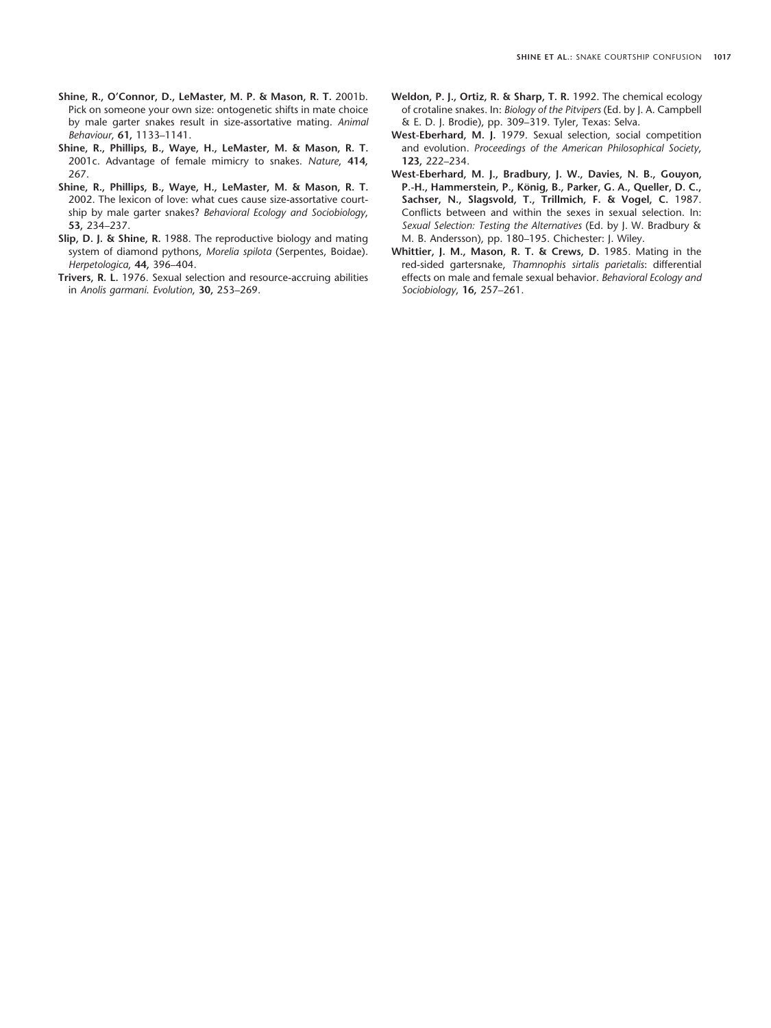**Shine, R., O'Connor, D., LeMaster, M. P. & Mason, R. T.** 2001b. Pick on someone your own size: ontogenetic shifts in mate choice by male garter snakes result in size-assortative mating. *Animal Behaviour*, **61,** 1133–1141.

**Shine, R., Phillips, B., Waye, H., LeMaster, M. & Mason, R. T.** 2001c. Advantage of female mimicry to snakes. *Nature*, **414,** 267.

**Shine, R., Phillips, B., Waye, H., LeMaster, M. & Mason, R. T.** 2002. The lexicon of love: what cues cause size-assortative courtship by male garter snakes? *Behavioral Ecology and Sociobiology*, **53,** 234–237.

**Slip, D. J. & Shine, R.** 1988. The reproductive biology and mating system of diamond pythons, *Morelia spilota* (Serpentes, Boidae). *Herpetologica*, **44,** 396–404.

**Trivers, R. L.** 1976. Sexual selection and resource-accruing abilities in *Anolis garmani*. *Evolution*, **30,** 253–269.

**Weldon, P. J., Ortiz, R. & Sharp, T. R.** 1992. The chemical ecology of crotaline snakes. In: *Biology of the Pitvipers* (Ed. by J. A. Campbell & E. D. J. Brodie), pp. 309–319. Tyler, Texas: Selva.

**West-Eberhard, M. J.** 1979. Sexual selection, social competition and evolution. *Proceedings of the American Philosophical Society*, **123,** 222–234.

**West-Eberhard, M. J., Bradbury, J. W., Davies, N. B., Gouyon, P.-H., Hammerstein, P., König, B., Parker, G. A., Queller, D. C., Sachser, N., Slagsvold, T., Trillmich, F. & Vogel, C.** 1987. Conflicts between and within the sexes in sexual selection. In: *Sexual Selection: Testing the Alternatives* (Ed. by J. W. Bradbury & M. B. Andersson), pp. 180–195. Chichester: J. Wiley.

**Whittier, J. M., Mason, R. T. & Crews, D.** 1985. Mating in the red-sided gartersnake, *Thamnophis sirtalis parietalis*: differential effects on male and female sexual behavior. *Behavioral Ecology and Sociobiology*, **16,** 257–261.